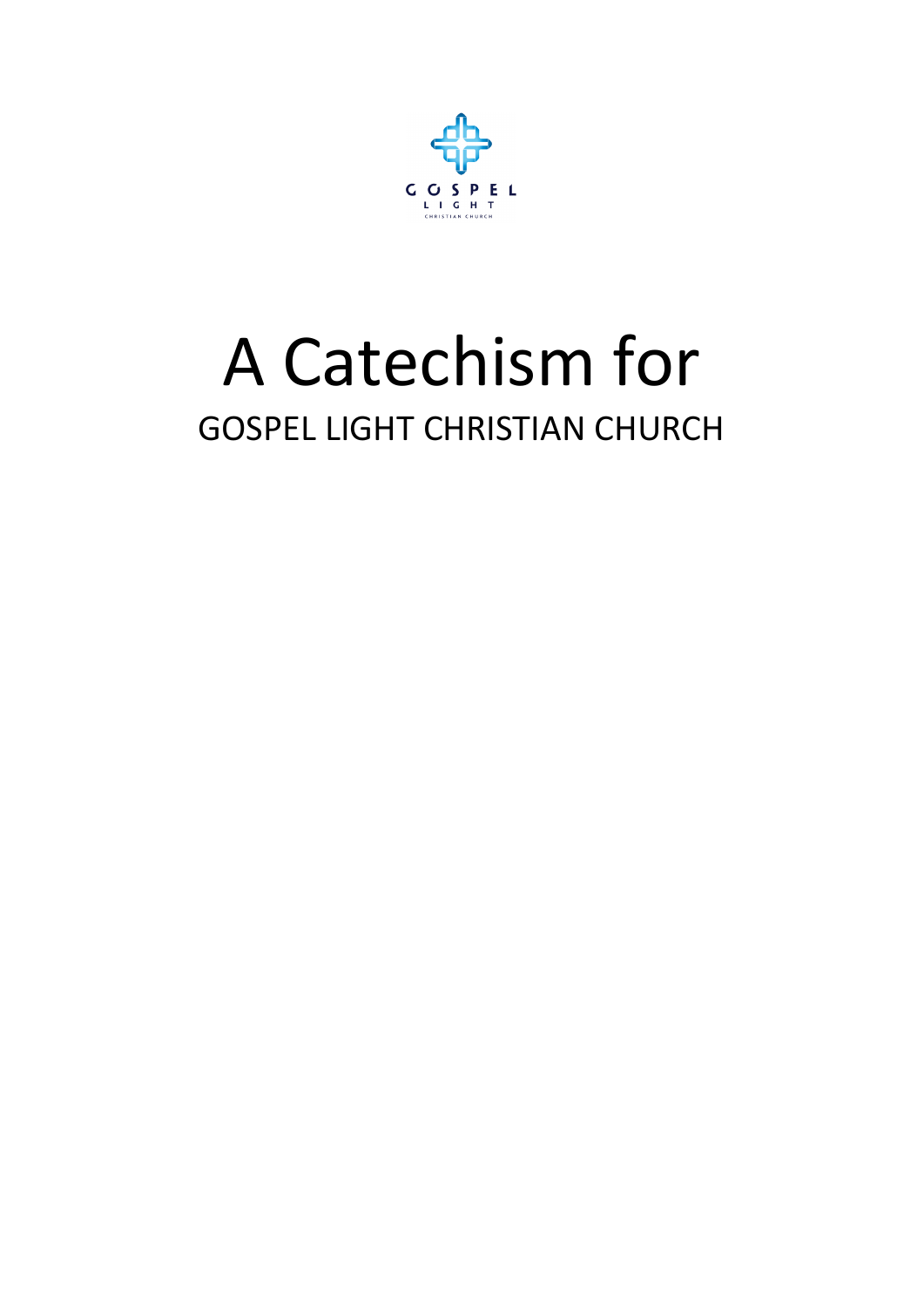GOSPEL LIGHT
CHRISTIAN CHURCH

# A Catechism for

## GOSPEL LIGHT CHRISTIAN CHURCH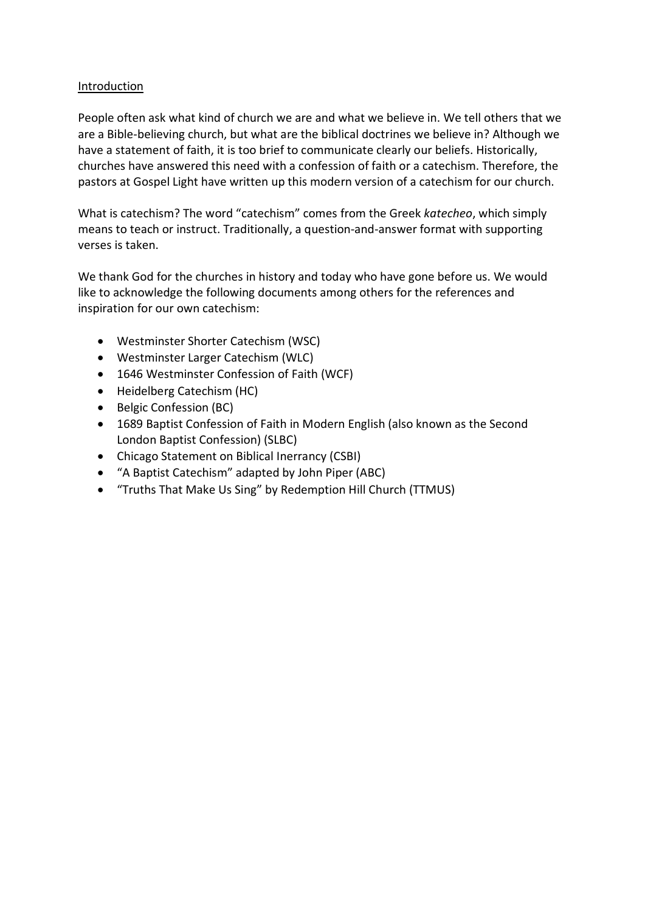## Introduction

People often ask what kind of church we are and what we believe in. We tell others that we are a Bible-believing church, but what are the biblical doctrines we believe in? Although we have a statement of faith, it is too brief to communicate clearly our beliefs. Historically, churches have answered this need with a confession of faith or a catechism. Therefore, the pastors at Gospel Light have written up this modern version of a catechism for our church.

What is catechism? The word "catechism" comes from the Greek *katecheo*, which simply means to teach or instruct. Traditionally, a question-and-answer format with supporting verses is taken.

We thank God for the churches in history and today who have gone before us. We would like to acknowledge the following documents among others for the references and inspiration for our own catechism:

- Westminster Shorter Catechism (WSC)
- Westminster Larger Catechism (WLC)
- 1646 Westminster Confession of Faith (WCF)
- Heidelberg Catechism (HC)
- Belgic Confession (BC)
- 1689 Baptist Confession of Faith in Modern English (also known as the Second London Baptist Confession) (SLBC)
- Chicago Statement on Biblical Inerrancy (CSBI)
- "A Baptist Catechism" adapted by John Piper (ABC)
- "Truths That Make Us Sing" by Redemption Hill Church (TTMUS)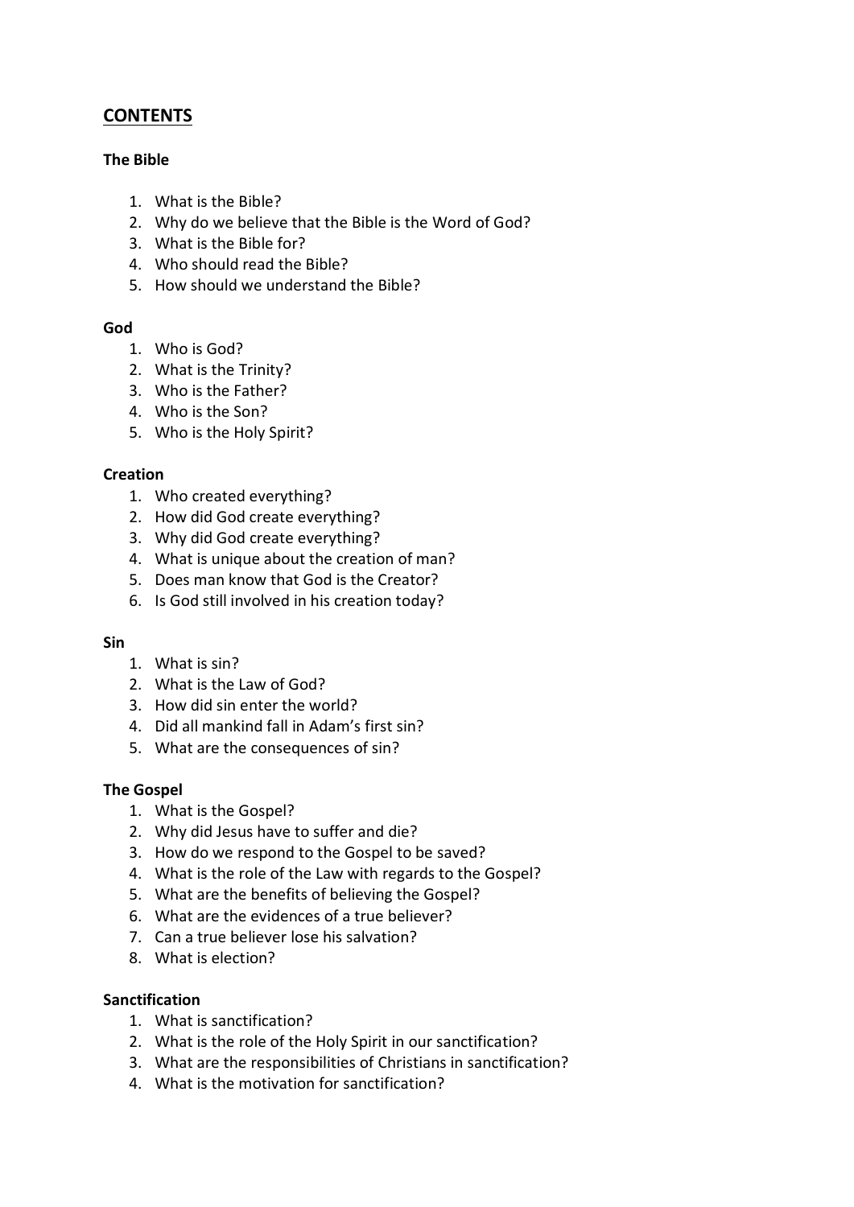## CONTENTS

### The Bible

1. What is the Bible?
2. Why do we believe that the Bible is the Word of God?
3. What is the Bible for?
4. Who should read the Bible?
5. How should we understand the Bible?

### God

1. Who is God?
2. What is the Trinity?
3. Who is the Father?
4. Who is the Son?
5. Who is the Holy Spirit?

### Creation

1. Who created everything?
2. How did God create everything?
3. Why did God create everything?
4. What is unique about the creation of man?
5. Does man know that God is the Creator?
6. Is God still involved in his creation today?

### Sin

1. What is sin?
2. What is the Law of God?
3. How did sin enter the world?
4. Did all mankind fall in Adam's first sin?
5. What are the consequences of sin?

### The Gospel

1. What is the Gospel?
2. Why did Jesus have to suffer and die?
3. How do we respond to the Gospel to be saved?
4. What is the role of the Law with regards to the Gospel?
5. What are the benefits of believing the Gospel?
6. What are the evidences of a true believer?
7. Can a true believer lose his salvation?
8. What is election?

### Sanctification

1. What is sanctification?
2. What is the role of the Holy Spirit in our sanctification?
3. What are the responsibilities of Christians in sanctification?
4. What is the motivation for sanctification?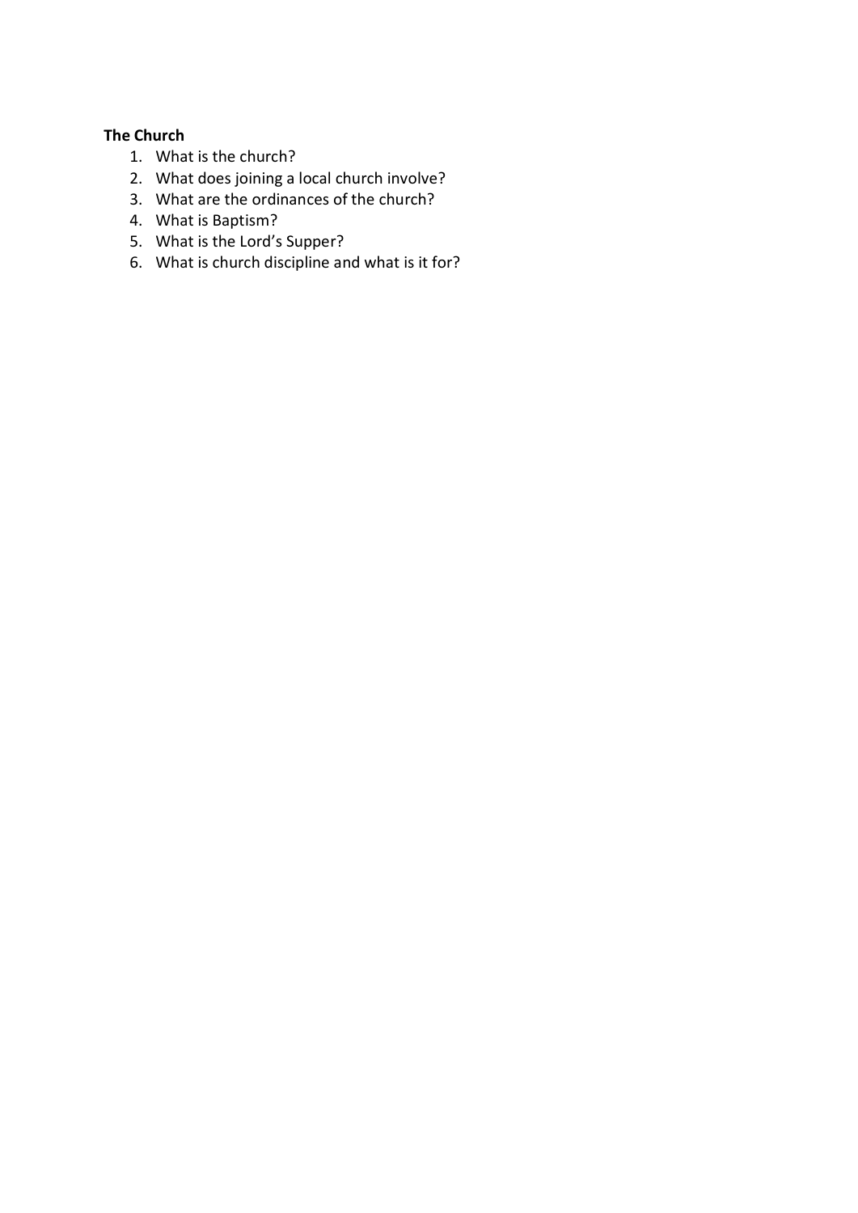**The Church**

1. What is the church?
2. What does joining a local church involve?
3. What are the ordinances of the church?
4. What is Baptism?
5. What is the Lord's Supper?
6. What is church discipline and what is it for?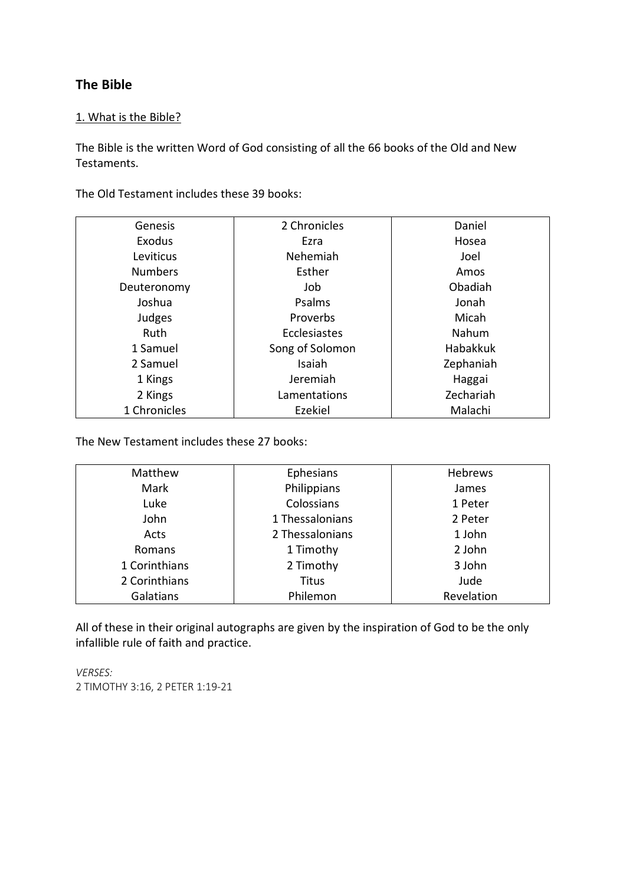## The Bible

1. What is the Bible?

The Bible is the written Word of God consisting of all the 66 books of the Old and New Testaments.

The Old Testament includes these 39 books:

| | | |
|---|---|---|
| Genesis | 2 Chronicles | Daniel |
| Exodus | Ezra | Hosea |
| Leviticus | Nehemiah | Joel |
| Numbers | Esther | Amos |
| Deuteronomy | Job | Obadiah |
| Joshua | Psalms | Jonah |
| Judges | Proverbs | Micah |
| Ruth | Ecclesiastes | Nahum |
| 1 Samuel | Song of Solomon | Habakkuk |
| 2 Samuel | Isaiah | Zephaniah |
| 1 Kings | Jeremiah | Haggai |
| 2 Kings | Lamentations | Zechariah |
| 1 Chronicles | Ezekiel | Malachi |

The New Testament includes these 27 books:

| | | |
|---|---|---|
| Matthew | Ephesians | Hebrews |
| Mark | Philippians | James |
| Luke | Colossians | 1 Peter |
| John | 1 Thessalonians | 2 Peter |
| Acts | 2 Thessalonians | 1 John |
| Romans | 1 Timothy | 2 John |
| 1 Corinthians | 2 Timothy | 3 John |
| 2 Corinthians | Titus | Jude |
| Galatians | Philemon | Revelation |

All of these in their original autographs are given by the inspiration of God to be the only infallible rule of faith and practice.

*VERSES:*
2 TIMOTHY 3:16, 2 PETER 1:19-21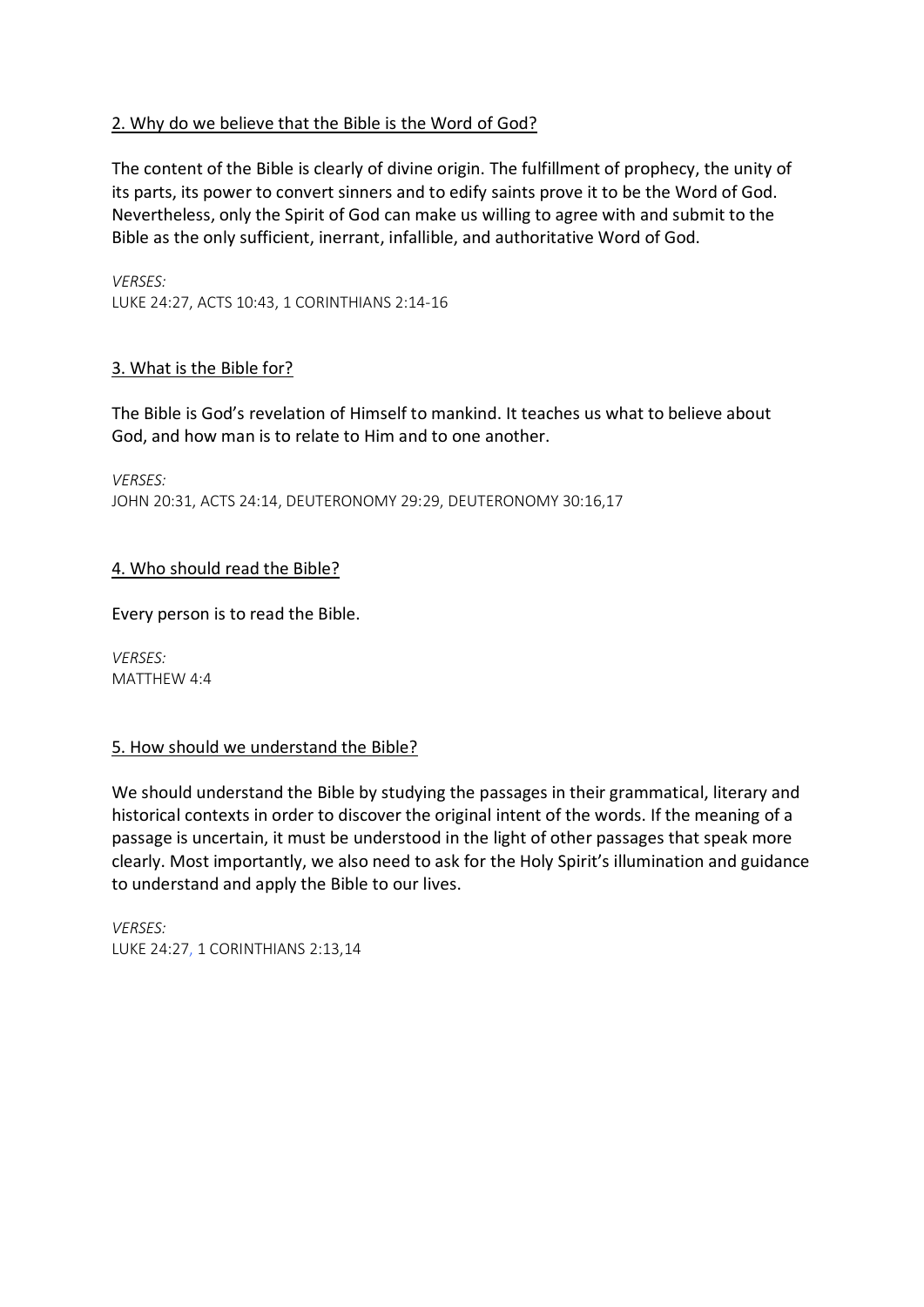## 2. Why do we believe that the Bible is the Word of God?

The content of the Bible is clearly of divine origin. The fulfillment of prophecy, the unity of its parts, its power to convert sinners and to edify saints prove it to be the Word of God. Nevertheless, only the Spirit of God can make us willing to agree with and submit to the Bible as the only sufficient, inerrant, infallible, and authoritative Word of God.

*VERSES:*
LUKE 24:27, ACTS 10:43, 1 CORINTHIANS 2:14-16

## 3. What is the Bible for?

The Bible is God's revelation of Himself to mankind. It teaches us what to believe about God, and how man is to relate to Him and to one another.

*VERSES:*
JOHN 20:31, ACTS 24:14, DEUTERONOMY 29:29, DEUTERONOMY 30:16,17

## 4. Who should read the Bible?

Every person is to read the Bible.

*VERSES:*
MATTHEW 4:4

## 5. How should we understand the Bible?

We should understand the Bible by studying the passages in their grammatical, literary and historical contexts in order to discover the original intent of the words. If the meaning of a passage is uncertain, it must be understood in the light of other passages that speak more clearly. Most importantly, we also need to ask for the Holy Spirit's illumination and guidance to understand and apply the Bible to our lives.

*VERSES:*
LUKE 24:27, 1 CORINTHIANS 2:13,14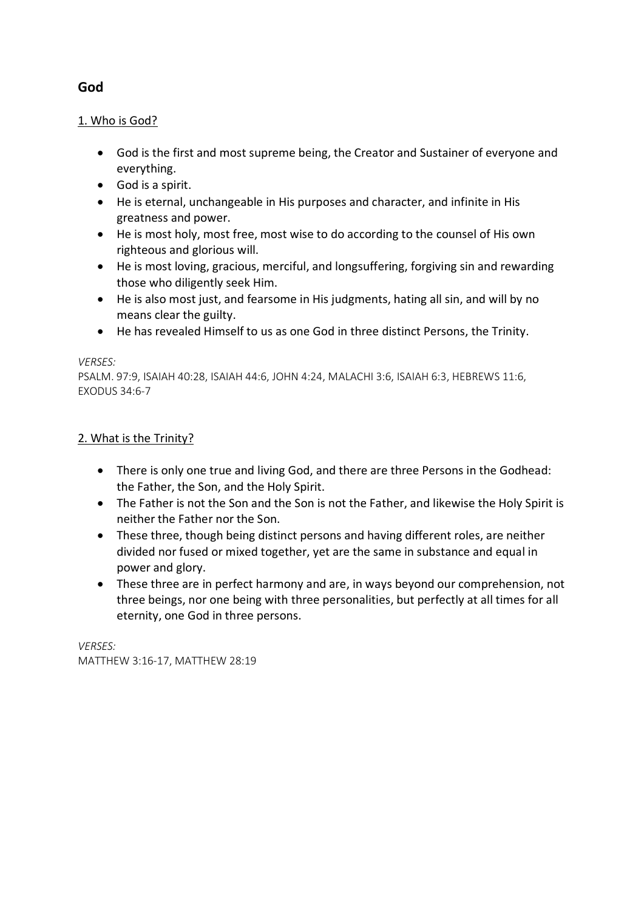## God

1. Who is God?

- God is the first and most supreme being, the Creator and Sustainer of everyone and everything.
- God is a spirit.
- He is eternal, unchangeable in His purposes and character, and infinite in His greatness and power.
- He is most holy, most free, most wise to do according to the counsel of His own righteous and glorious will.
- He is most loving, gracious, merciful, and longsuffering, forgiving sin and rewarding those who diligently seek Him.
- He is also most just, and fearsome in His judgments, hating all sin, and will by no means clear the guilty.
- He has revealed Himself to us as one God in three distinct Persons, the Trinity.

*VERSES:*
PSALM. 97:9, ISAIAH 40:28, ISAIAH 44:6, JOHN 4:24, MALACHI 3:6, ISAIAH 6:3, HEBREWS 11:6, EXODUS 34:6-7

2. What is the Trinity?

- There is only one true and living God, and there are three Persons in the Godhead: the Father, the Son, and the Holy Spirit.
- The Father is not the Son and the Son is not the Father, and likewise the Holy Spirit is neither the Father nor the Son.
- These three, though being distinct persons and having different roles, are neither divided nor fused or mixed together, yet are the same in substance and equal in power and glory.
- These three are in perfect harmony and are, in ways beyond our comprehension, not three beings, nor one being with three personalities, but perfectly at all times for all eternity, one God in three persons.

*VERSES:*
MATTHEW 3:16-17, MATTHEW 28:19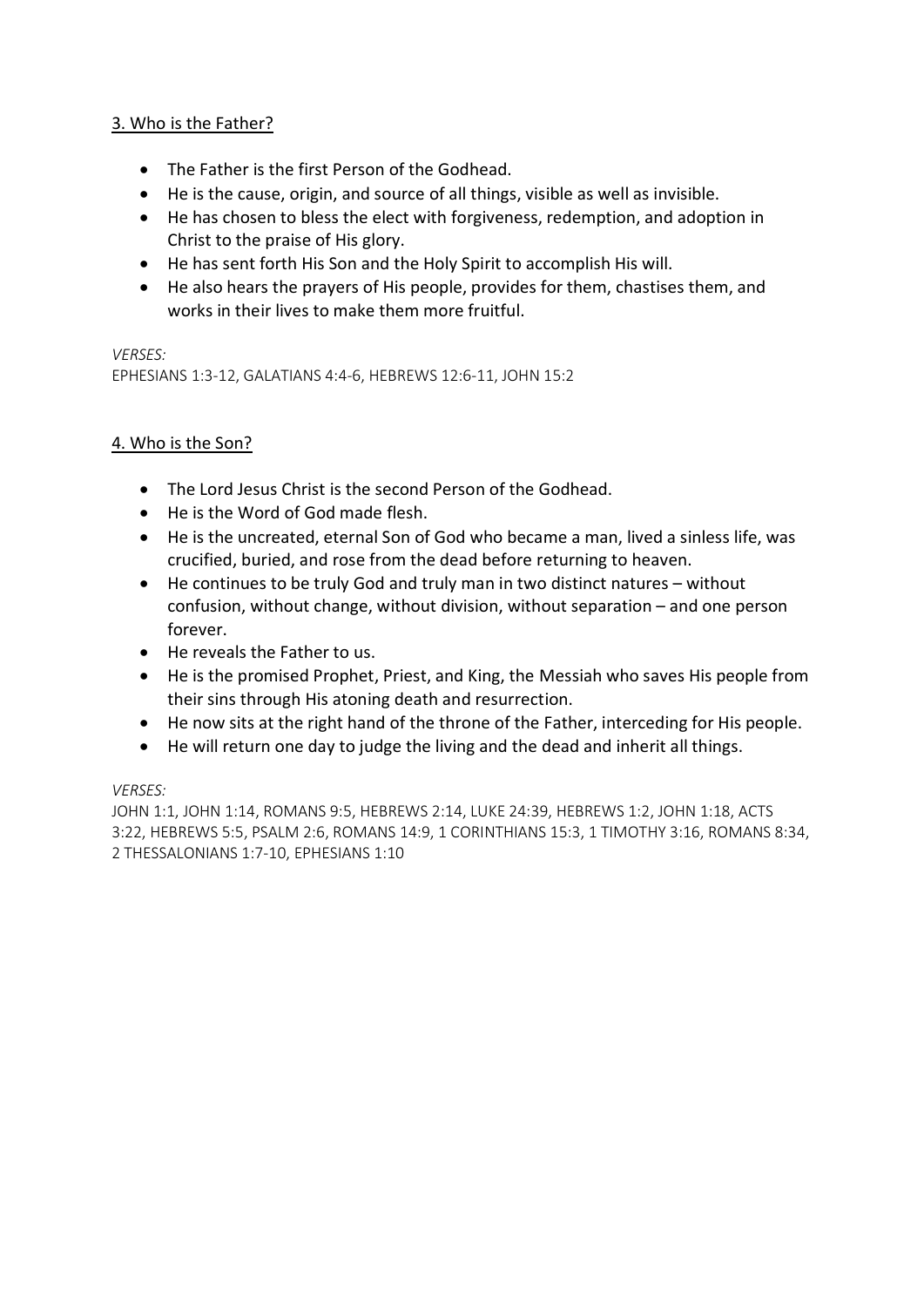## 3. Who is the Father?

- The Father is the first Person of the Godhead.
- He is the cause, origin, and source of all things, visible as well as invisible.
- He has chosen to bless the elect with forgiveness, redemption, and adoption in Christ to the praise of His glory.
- He has sent forth His Son and the Holy Spirit to accomplish His will.
- He also hears the prayers of His people, provides for them, chastises them, and works in their lives to make them more fruitful.

*VERSES:*
EPHESIANS 1:3-12, GALATIANS 4:4-6, HEBREWS 12:6-11, JOHN 15:2

## 4. Who is the Son?

- The Lord Jesus Christ is the second Person of the Godhead.
- He is the Word of God made flesh.
- He is the uncreated, eternal Son of God who became a man, lived a sinless life, was crucified, buried, and rose from the dead before returning to heaven.
- He continues to be truly God and truly man in two distinct natures – without confusion, without change, without division, without separation – and one person forever.
- He reveals the Father to us.
- He is the promised Prophet, Priest, and King, the Messiah who saves His people from their sins through His atoning death and resurrection.
- He now sits at the right hand of the throne of the Father, interceding for His people.
- He will return one day to judge the living and the dead and inherit all things.

*VERSES:*
JOHN 1:1, JOHN 1:14, ROMANS 9:5, HEBREWS 2:14, LUKE 24:39, HEBREWS 1:2, JOHN 1:18, ACTS 3:22, HEBREWS 5:5, PSALM 2:6, ROMANS 14:9, 1 CORINTHIANS 15:3, 1 TIMOTHY 3:16, ROMANS 8:34, 2 THESSALONIANS 1:7-10, EPHESIANS 1:10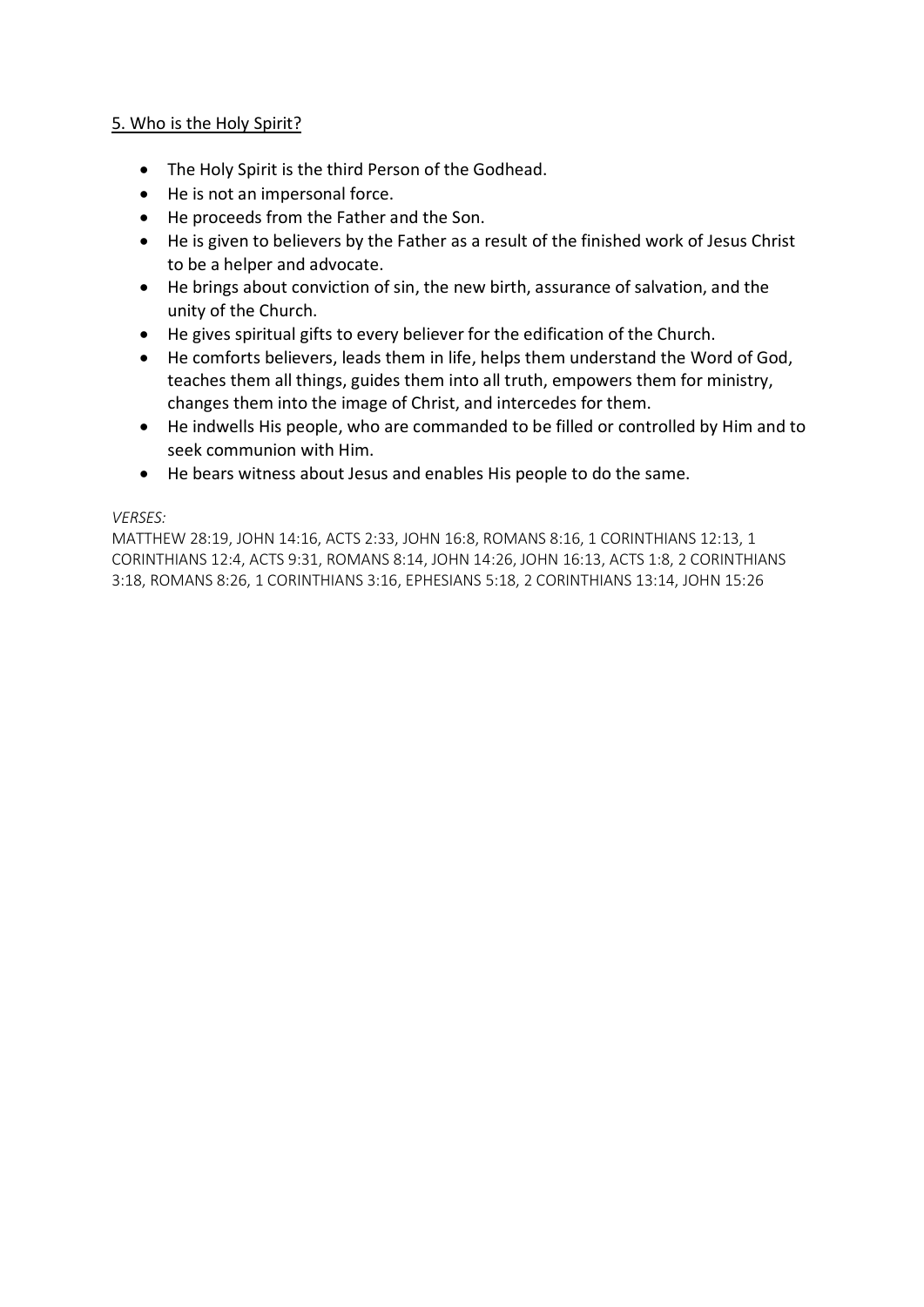## 5. Who is the Holy Spirit?

- The Holy Spirit is the third Person of the Godhead.
- He is not an impersonal force.
- He proceeds from the Father and the Son.
- He is given to believers by the Father as a result of the finished work of Jesus Christ to be a helper and advocate.
- He brings about conviction of sin, the new birth, assurance of salvation, and the unity of the Church.
- He gives spiritual gifts to every believer for the edification of the Church.
- He comforts believers, leads them in life, helps them understand the Word of God, teaches them all things, guides them into all truth, empowers them for ministry, changes them into the image of Christ, and intercedes for them.
- He indwells His people, who are commanded to be filled or controlled by Him and to seek communion with Him.
- He bears witness about Jesus and enables His people to do the same.

*VERSES:*

MATTHEW 28:19, JOHN 14:16, ACTS 2:33, JOHN 16:8, ROMANS 8:16, 1 CORINTHIANS 12:13, 1 CORINTHIANS 12:4, ACTS 9:31, ROMANS 8:14, JOHN 14:26, JOHN 16:13, ACTS 1:8, 2 CORINTHIANS 3:18, ROMANS 8:26, 1 CORINTHIANS 3:16, EPHESIANS 5:18, 2 CORINTHIANS 13:14, JOHN 15:26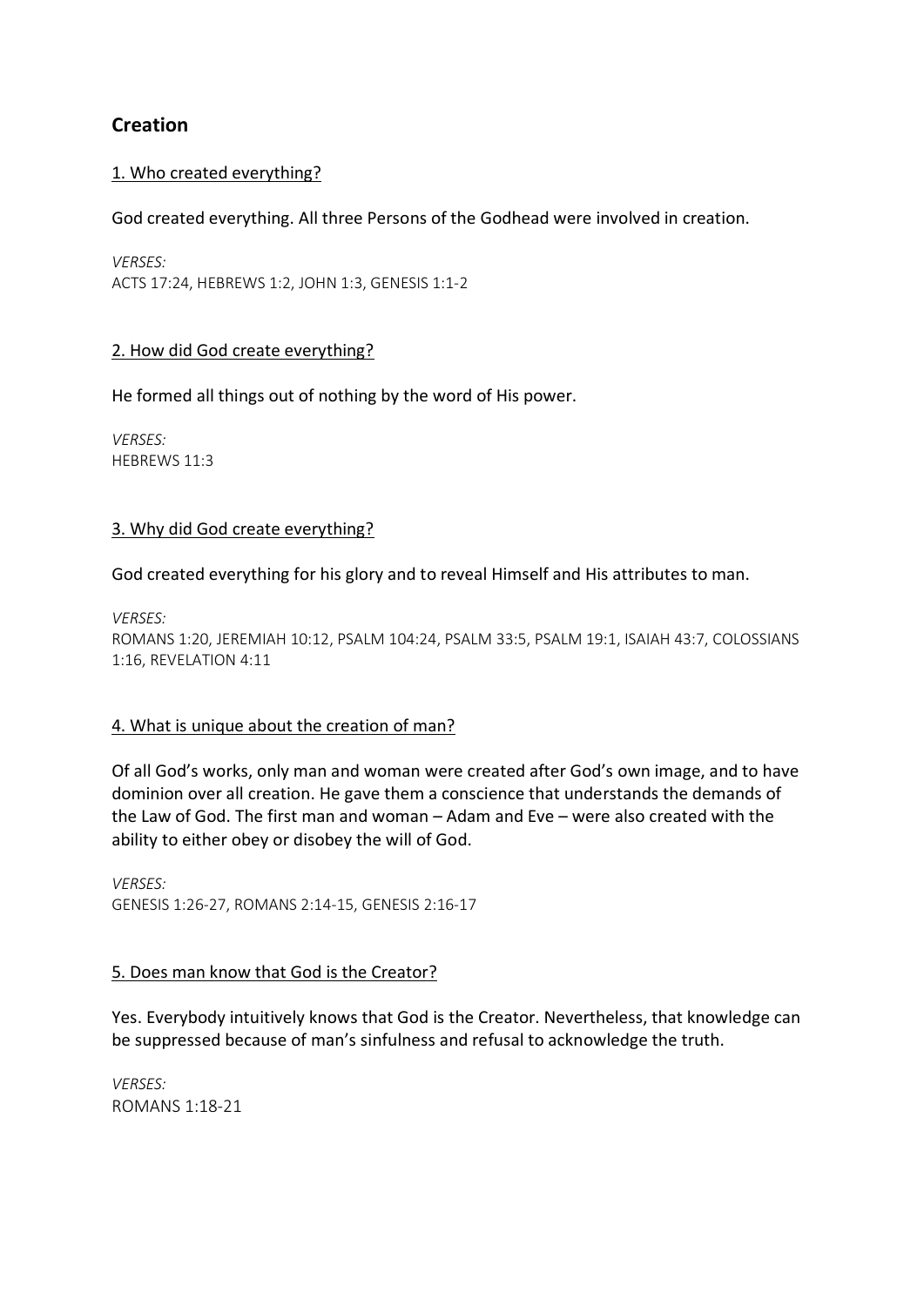## Creation

<u>1. Who created everything?</u>

God created everything. All three Persons of the Godhead were involved in creation.

*VERSES:*
ACTS 17:24, HEBREWS 1:2, JOHN 1:3, GENESIS 1:1-2

<u>2. How did God create everything?</u>

He formed all things out of nothing by the word of His power.

*VERSES:*
HEBREWS 11:3

<u>3. Why did God create everything?</u>

God created everything for his glory and to reveal Himself and His attributes to man.

*VERSES:*
ROMANS 1:20, JEREMIAH 10:12, PSALM 104:24, PSALM 33:5, PSALM 19:1, ISAIAH 43:7, COLOSSIANS 1:16, REVELATION 4:11

<u>4. What is unique about the creation of man?</u>

Of all God's works, only man and woman were created after God's own image, and to have dominion over all creation. He gave them a conscience that understands the demands of the Law of God. The first man and woman – Adam and Eve – were also created with the ability to either obey or disobey the will of God.

*VERSES:*
GENESIS 1:26-27, ROMANS 2:14-15, GENESIS 2:16-17

<u>5. Does man know that God is the Creator?</u>

Yes. Everybody intuitively knows that God is the Creator. Nevertheless, that knowledge can be suppressed because of man's sinfulness and refusal to acknowledge the truth.

*VERSES:*
ROMANS 1:18-21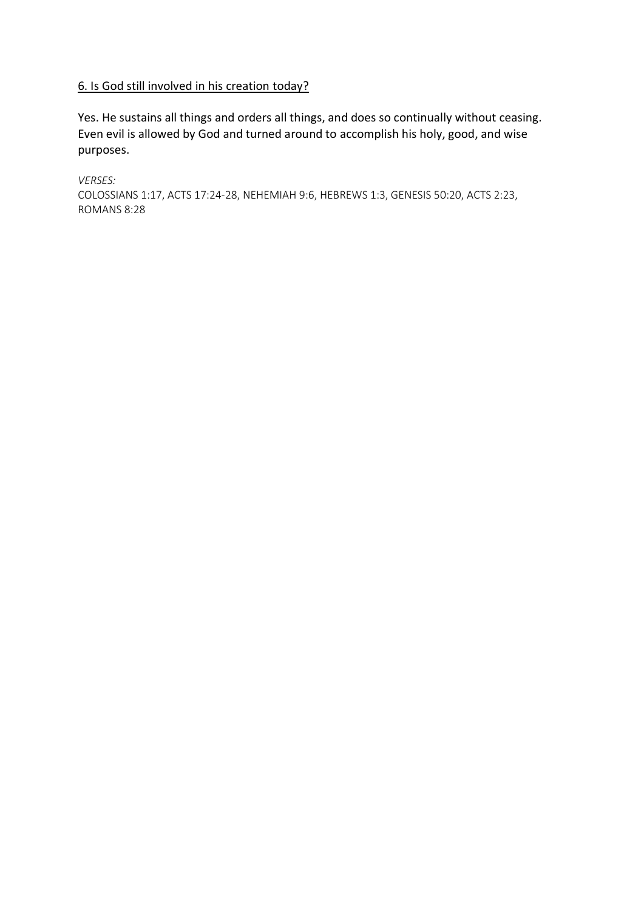## 6. Is God still involved in his creation today?

Yes. He sustains all things and orders all things, and does so continually without ceasing. Even evil is allowed by God and turned around to accomplish his holy, good, and wise purposes.

*VERSES:*
COLOSSIANS 1:17, ACTS 17:24-28, NEHEMIAH 9:6, HEBREWS 1:3, GENESIS 50:20, ACTS 2:23, ROMANS 8:28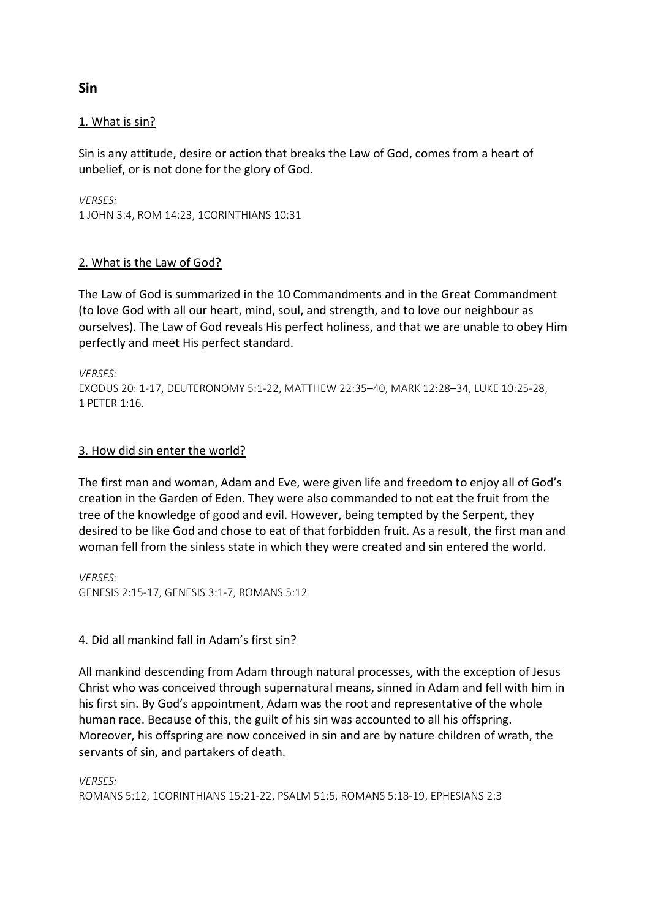## Sin

### 1. What is sin?

Sin is any attitude, desire or action that breaks the Law of God, comes from a heart of unbelief, or is not done for the glory of God.

*VERSES:*
1 JOHN 3:4, ROM 14:23, 1CORINTHIANS 10:31

### 2. What is the Law of God?

The Law of God is summarized in the 10 Commandments and in the Great Commandment (to love God with all our heart, mind, soul, and strength, and to love our neighbour as ourselves). The Law of God reveals His perfect holiness, and that we are unable to obey Him perfectly and meet His perfect standard.

*VERSES:*
EXODUS 20: 1-17, DEUTERONOMY 5:1-22, MATTHEW 22:35–40, MARK 12:28–34, LUKE 10:25-28, 1 PETER 1:16.

### 3. How did sin enter the world?

The first man and woman, Adam and Eve, were given life and freedom to enjoy all of God's creation in the Garden of Eden. They were also commanded to not eat the fruit from the tree of the knowledge of good and evil. However, being tempted by the Serpent, they desired to be like God and chose to eat of that forbidden fruit. As a result, the first man and woman fell from the sinless state in which they were created and sin entered the world.

*VERSES:*
GENESIS 2:15-17, GENESIS 3:1-7, ROMANS 5:12

### 4. Did all mankind fall in Adam's first sin?

All mankind descending from Adam through natural processes, with the exception of Jesus Christ who was conceived through supernatural means, sinned in Adam and fell with him in his first sin. By God's appointment, Adam was the root and representative of the whole human race. Because of this, the guilt of his sin was accounted to all his offspring. Moreover, his offspring are now conceived in sin and are by nature children of wrath, the servants of sin, and partakers of death.

*VERSES:*
ROMANS 5:12, 1CORINTHIANS 15:21-22, PSALM 51:5, ROMANS 5:18-19, EPHESIANS 2:3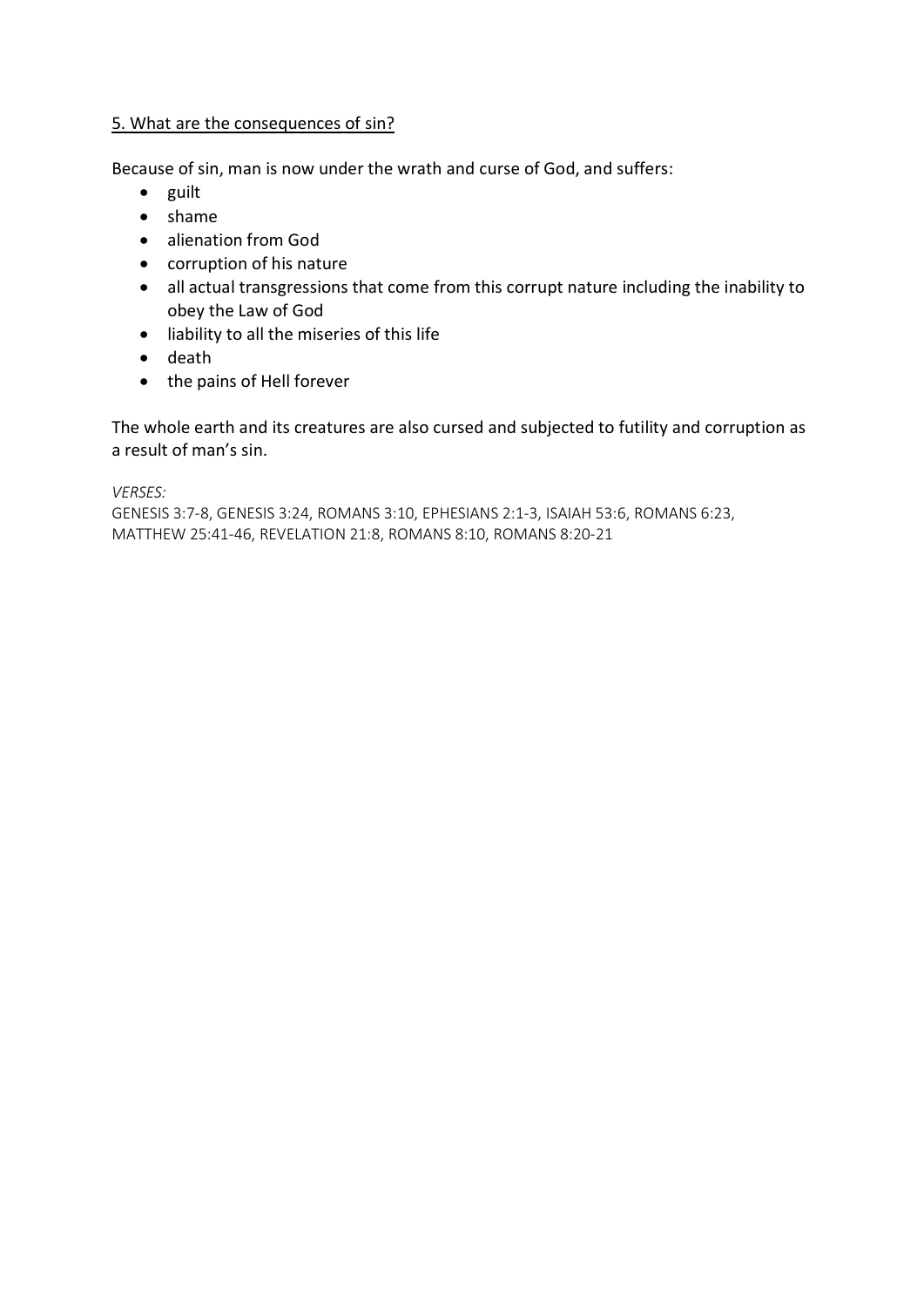5. What are the consequences of sin?

Because of sin, man is now under the wrath and curse of God, and suffers:

- guilt
- shame
- alienation from God
- corruption of his nature
- all actual transgressions that come from this corrupt nature including the inability to obey the Law of God
- liability to all the miseries of this life
- death
- the pains of Hell forever

The whole earth and its creatures are also cursed and subjected to futility and corruption as a result of man's sin.

*VERSES:*
GENESIS 3:7-8, GENESIS 3:24, ROMANS 3:10, EPHESIANS 2:1-3, ISAIAH 53:6, ROMANS 6:23, MATTHEW 25:41-46, REVELATION 21:8, ROMANS 8:10, ROMANS 8:20-21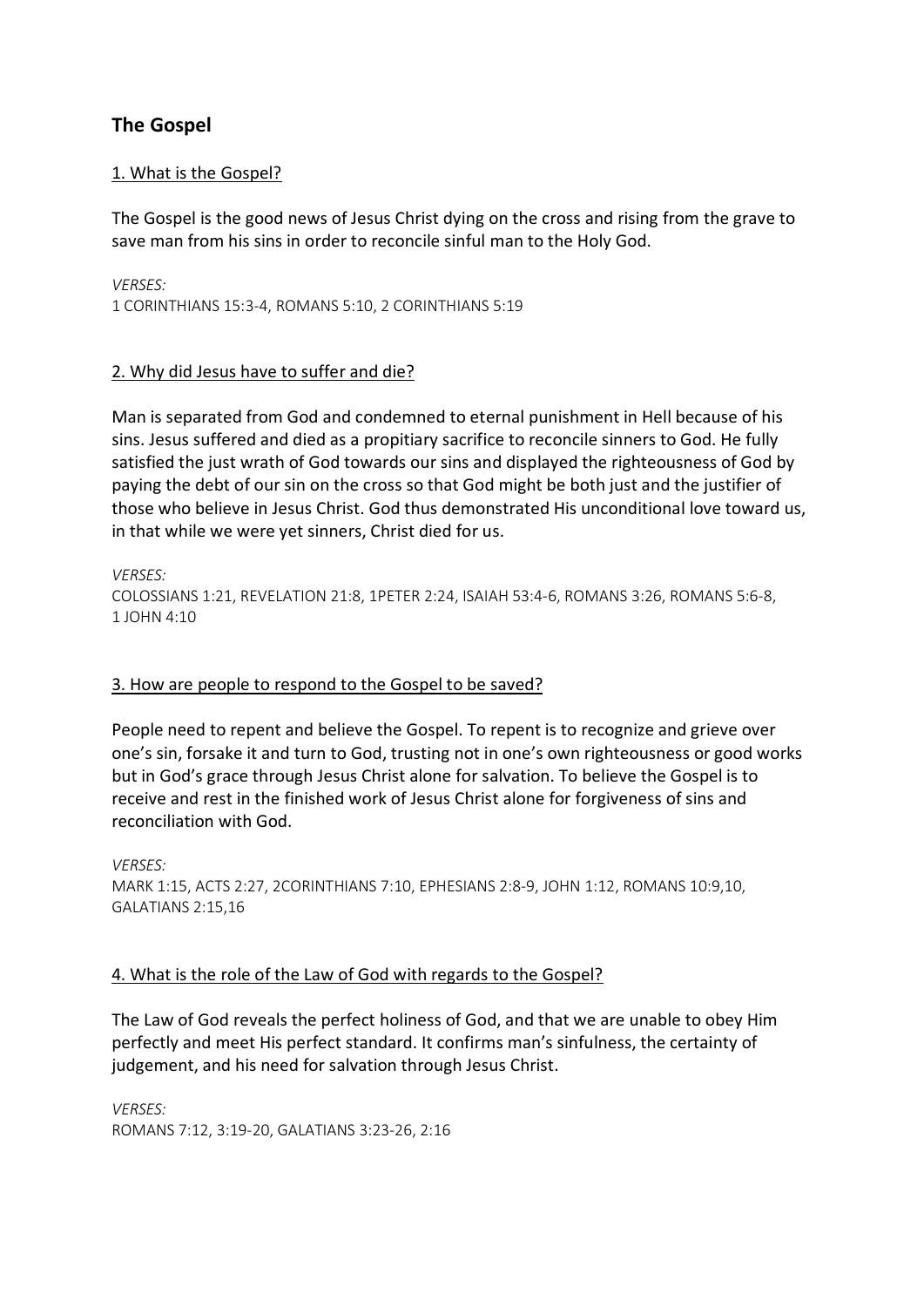## The Gospel

<u>1. What is the Gospel?</u>

The Gospel is the good news of Jesus Christ dying on the cross and rising from the grave to save man from his sins in order to reconcile sinful man to the Holy God.

*VERSES:*
1 CORINTHIANS 15:3-4, ROMANS 5:10, 2 CORINTHIANS 5:19

<u>2. Why did Jesus have to suffer and die?</u>

Man is separated from God and condemned to eternal punishment in Hell because of his sins. Jesus suffered and died as a propitiary sacrifice to reconcile sinners to God. He fully satisfied the just wrath of God towards our sins and displayed the righteousness of God by paying the debt of our sin on the cross so that God might be both just and the justifier of those who believe in Jesus Christ. God thus demonstrated His unconditional love toward us, in that while we were yet sinners, Christ died for us.

*VERSES:*
COLOSSIANS 1:21, REVELATION 21:8, 1PETER 2:24, ISAIAH 53:4-6, ROMANS 3:26, ROMANS 5:6-8, 1 JOHN 4:10

<u>3. How are people to respond to the Gospel to be saved?</u>

People need to repent and believe the Gospel. To repent is to recognize and grieve over one's sin, forsake it and turn to God, trusting not in one's own righteousness or good works but in God's grace through Jesus Christ alone for salvation. To believe the Gospel is to receive and rest in the finished work of Jesus Christ alone for forgiveness of sins and reconciliation with God.

*VERSES:*
MARK 1:15, ACTS 2:27, 2CORINTHIANS 7:10, EPHESIANS 2:8-9, JOHN 1:12, ROMANS 10:9,10, GALATIANS 2:15,16

<u>4. What is the role of the Law of God with regards to the Gospel?</u>

The Law of God reveals the perfect holiness of God, and that we are unable to obey Him perfectly and meet His perfect standard. It confirms man's sinfulness, the certainty of judgement, and his need for salvation through Jesus Christ.

*VERSES:*
ROMANS 7:12, 3:19-20, GALATIANS 3:23-26, 2:16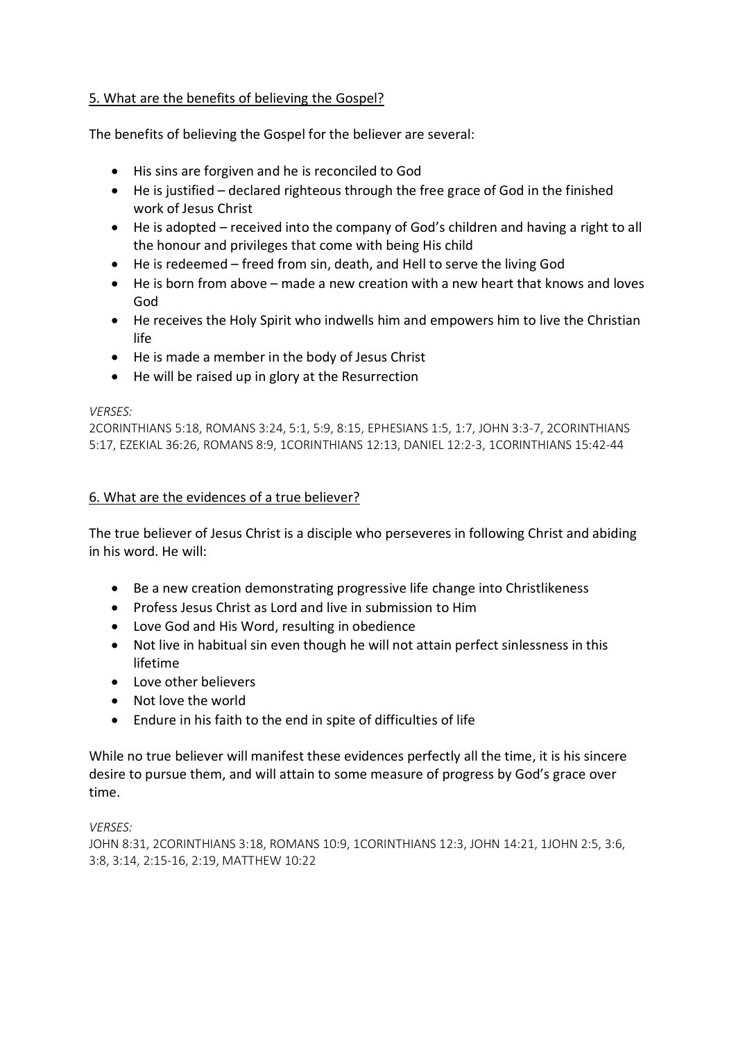## 5. What are the benefits of believing the Gospel?

The benefits of believing the Gospel for the believer are several:

- His sins are forgiven and he is reconciled to God
- He is justified – declared righteous through the free grace of God in the finished work of Jesus Christ
- He is adopted – received into the company of God's children and having a right to all the honour and privileges that come with being His child
- He is redeemed – freed from sin, death, and Hell to serve the living God
- He is born from above – made a new creation with a new heart that knows and loves God
- He receives the Holy Spirit who indwells him and empowers him to live the Christian life
- He is made a member in the body of Jesus Christ
- He will be raised up in glory at the Resurrection

*VERSES:*
2CORINTHIANS 5:18, ROMANS 3:24, 5:1, 5:9, 8:15, EPHESIANS 1:5, 1:7, JOHN 3:3-7, 2CORINTHIANS 5:17, EZEKIAL 36:26, ROMANS 8:9, 1CORINTHIANS 12:13, DANIEL 12:2-3, 1CORINTHIANS 15:42-44

## 6. What are the evidences of a true believer?

The true believer of Jesus Christ is a disciple who perseveres in following Christ and abiding in his word. He will:

- Be a new creation demonstrating progressive life change into Christlikeness
- Profess Jesus Christ as Lord and live in submission to Him
- Love God and His Word, resulting in obedience
- Not live in habitual sin even though he will not attain perfect sinlessness in this lifetime
- Love other believers
- Not love the world
- Endure in his faith to the end in spite of difficulties of life

While no true believer will manifest these evidences perfectly all the time, it is his sincere desire to pursue them, and will attain to some measure of progress by God's grace over time.

*VERSES:*
JOHN 8:31, 2CORINTHIANS 3:18, ROMANS 10:9, 1CORINTHIANS 12:3, JOHN 14:21, 1JOHN 2:5, 3:6, 3:8, 3:14, 2:15-16, 2:19, MATTHEW 10:22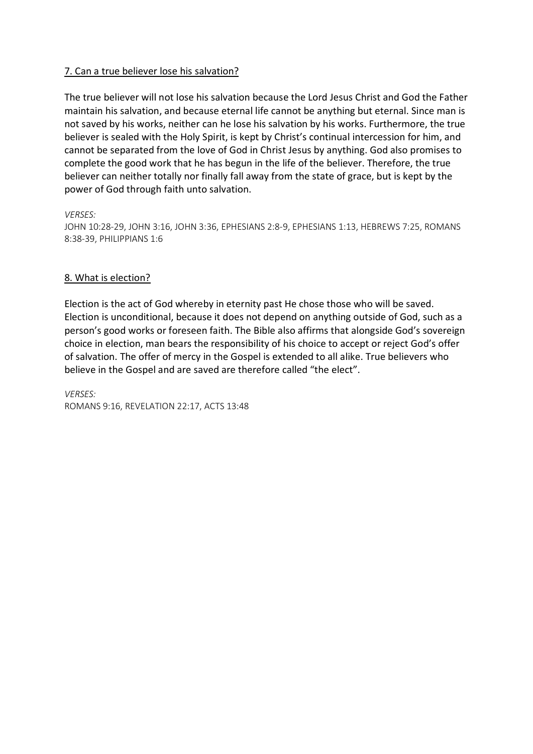## 7. Can a true believer lose his salvation?

The true believer will not lose his salvation because the Lord Jesus Christ and God the Father maintain his salvation, and because eternal life cannot be anything but eternal. Since man is not saved by his works, neither can he lose his salvation by his works. Furthermore, the true believer is sealed with the Holy Spirit, is kept by Christ's continual intercession for him, and cannot be separated from the love of God in Christ Jesus by anything. God also promises to complete the good work that he has begun in the life of the believer. Therefore, the true believer can neither totally nor finally fall away from the state of grace, but is kept by the power of God through faith unto salvation.

*VERSES:*
JOHN 10:28-29, JOHN 3:16, JOHN 3:36, EPHESIANS 2:8-9, EPHESIANS 1:13, HEBREWS 7:25, ROMANS 8:38-39, PHILIPPIANS 1:6

## 8. What is election?

Election is the act of God whereby in eternity past He chose those who will be saved. Election is unconditional, because it does not depend on anything outside of God, such as a person's good works or foreseen faith. The Bible also affirms that alongside God's sovereign choice in election, man bears the responsibility of his choice to accept or reject God's offer of salvation. The offer of mercy in the Gospel is extended to all alike. True believers who believe in the Gospel and are saved are therefore called "the elect".

*VERSES:*
ROMANS 9:16, REVELATION 22:17, ACTS 13:48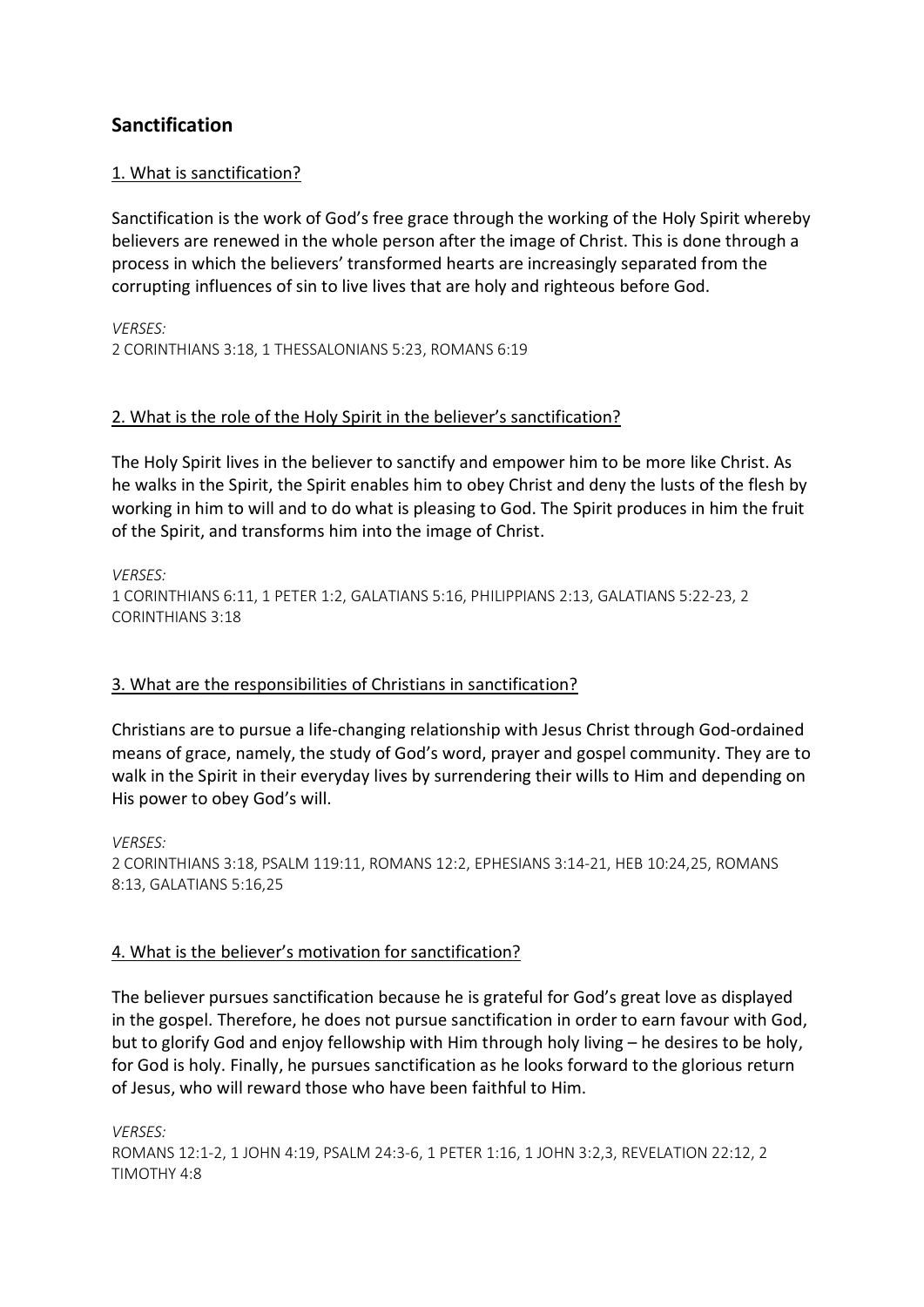## Sanctification

1. What is sanctification?

Sanctification is the work of God's free grace through the working of the Holy Spirit whereby believers are renewed in the whole person after the image of Christ. This is done through a process in which the believers' transformed hearts are increasingly separated from the corrupting influences of sin to live lives that are holy and righteous before God.

*VERSES:*
2 CORINTHIANS 3:18, 1 THESSALONIANS 5:23, ROMANS 6:19

2. What is the role of the Holy Spirit in the believer's sanctification?

The Holy Spirit lives in the believer to sanctify and empower him to be more like Christ. As he walks in the Spirit, the Spirit enables him to obey Christ and deny the lusts of the flesh by working in him to will and to do what is pleasing to God. The Spirit produces in him the fruit of the Spirit, and transforms him into the image of Christ.

*VERSES:*
1 CORINTHIANS 6:11, 1 PETER 1:2, GALATIANS 5:16, PHILIPPIANS 2:13, GALATIANS 5:22-23, 2 CORINTHIANS 3:18

3. What are the responsibilities of Christians in sanctification?

Christians are to pursue a life-changing relationship with Jesus Christ through God-ordained means of grace, namely, the study of God's word, prayer and gospel community. They are to walk in the Spirit in their everyday lives by surrendering their wills to Him and depending on His power to obey God's will.

*VERSES:*
2 CORINTHIANS 3:18, PSALM 119:11, ROMANS 12:2, EPHESIANS 3:14-21, HEB 10:24,25, ROMANS 8:13, GALATIANS 5:16,25

4. What is the believer's motivation for sanctification?

The believer pursues sanctification because he is grateful for God's great love as displayed in the gospel. Therefore, he does not pursue sanctification in order to earn favour with God, but to glorify God and enjoy fellowship with Him through holy living – he desires to be holy, for God is holy. Finally, he pursues sanctification as he looks forward to the glorious return of Jesus, who will reward those who have been faithful to Him.

*VERSES:*
ROMANS 12:1-2, 1 JOHN 4:19, PSALM 24:3-6, 1 PETER 1:16, 1 JOHN 3:2,3, REVELATION 22:12, 2 TIMOTHY 4:8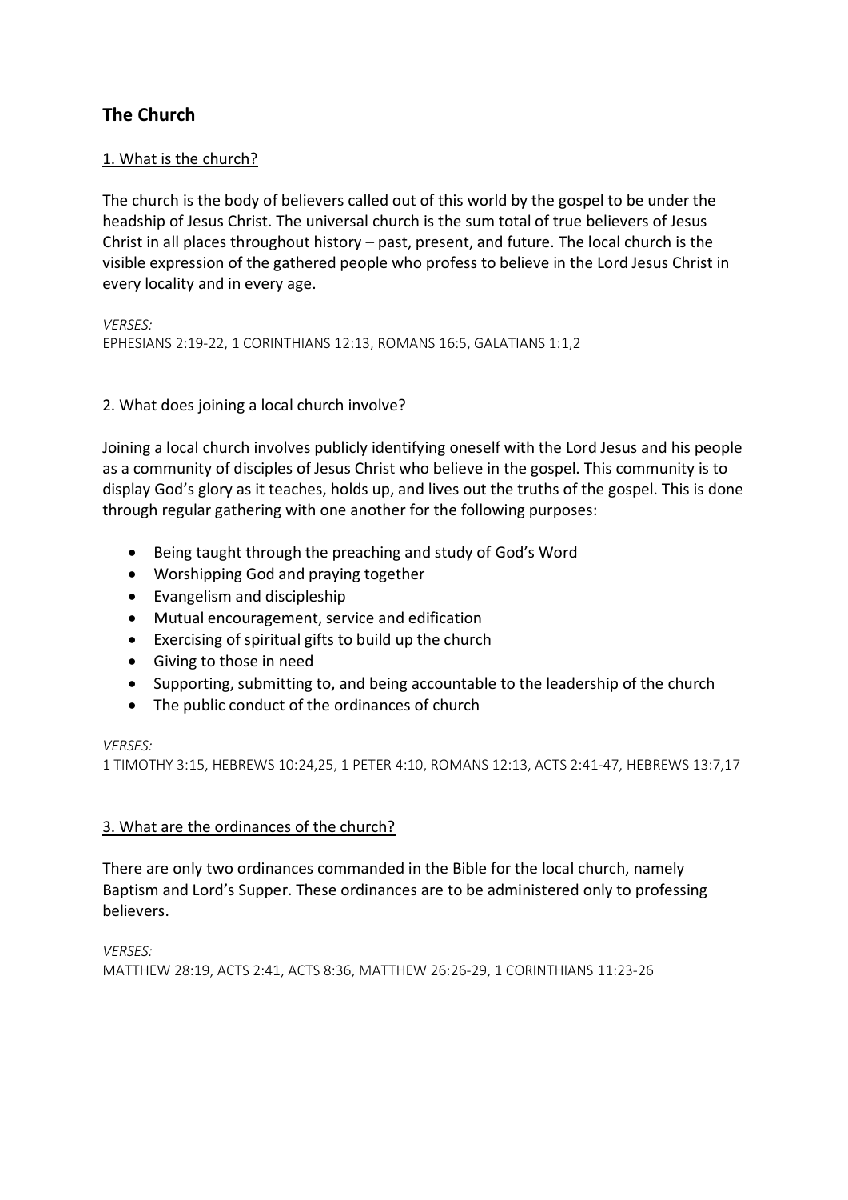## The Church

1. What is the church?

The church is the body of believers called out of this world by the gospel to be under the headship of Jesus Christ. The universal church is the sum total of true believers of Jesus Christ in all places throughout history – past, present, and future. The local church is the visible expression of the gathered people who profess to believe in the Lord Jesus Christ in every locality and in every age.

*VERSES:*
EPHESIANS 2:19-22, 1 CORINTHIANS 12:13, ROMANS 16:5, GALATIANS 1:1,2

2. What does joining a local church involve?

Joining a local church involves publicly identifying oneself with the Lord Jesus and his people as a community of disciples of Jesus Christ who believe in the gospel. This community is to display God's glory as it teaches, holds up, and lives out the truths of the gospel. This is done through regular gathering with one another for the following purposes:

- Being taught through the preaching and study of God's Word
- Worshipping God and praying together
- Evangelism and discipleship
- Mutual encouragement, service and edification
- Exercising of spiritual gifts to build up the church
- Giving to those in need
- Supporting, submitting to, and being accountable to the leadership of the church
- The public conduct of the ordinances of church

*VERSES:*
1 TIMOTHY 3:15, HEBREWS 10:24,25, 1 PETER 4:10, ROMANS 12:13, ACTS 2:41-47, HEBREWS 13:7,17

3. What are the ordinances of the church?

There are only two ordinances commanded in the Bible for the local church, namely Baptism and Lord's Supper. These ordinances are to be administered only to professing believers.

*VERSES:*
MATTHEW 28:19, ACTS 2:41, ACTS 8:36, MATTHEW 26:26-29, 1 CORINTHIANS 11:23-26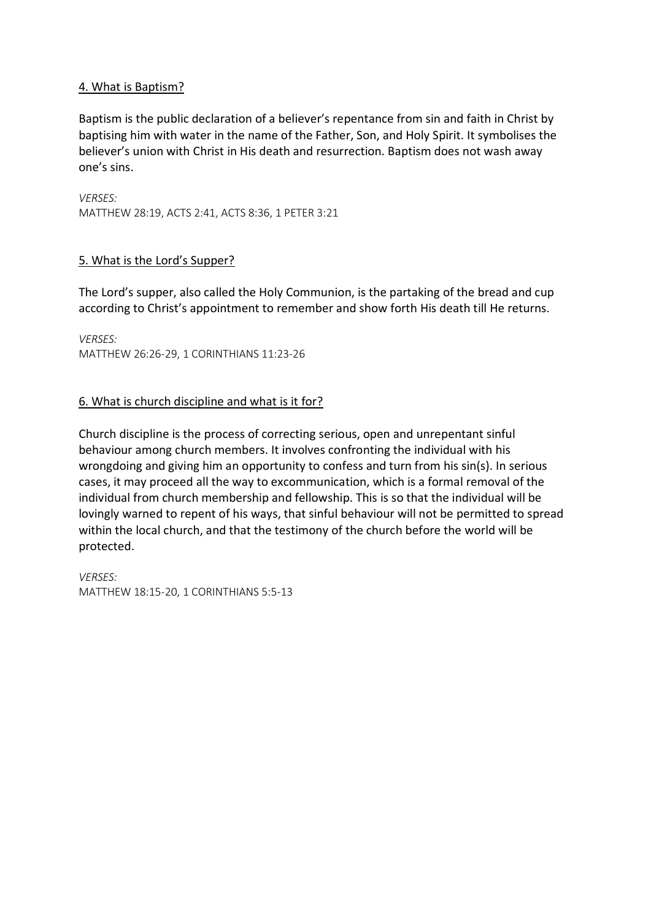## 4. What is Baptism?

Baptism is the public declaration of a believer's repentance from sin and faith in Christ by baptising him with water in the name of the Father, Son, and Holy Spirit. It symbolises the believer's union with Christ in His death and resurrection. Baptism does not wash away one's sins.

*VERSES:*
MATTHEW 28:19, ACTS 2:41, ACTS 8:36, 1 PETER 3:21

## 5. What is the Lord's Supper?

The Lord's supper, also called the Holy Communion, is the partaking of the bread and cup according to Christ's appointment to remember and show forth His death till He returns.

*VERSES:*
MATTHEW 26:26-29, 1 CORINTHIANS 11:23-26

## 6. What is church discipline and what is it for?

Church discipline is the process of correcting serious, open and unrepentant sinful behaviour among church members. It involves confronting the individual with his wrongdoing and giving him an opportunity to confess and turn from his sin(s). In serious cases, it may proceed all the way to excommunication, which is a formal removal of the individual from church membership and fellowship. This is so that the individual will be lovingly warned to repent of his ways, that sinful behaviour will not be permitted to spread within the local church, and that the testimony of the church before the world will be protected.

*VERSES:*
MATTHEW 18:15-20, 1 CORINTHIANS 5:5-13